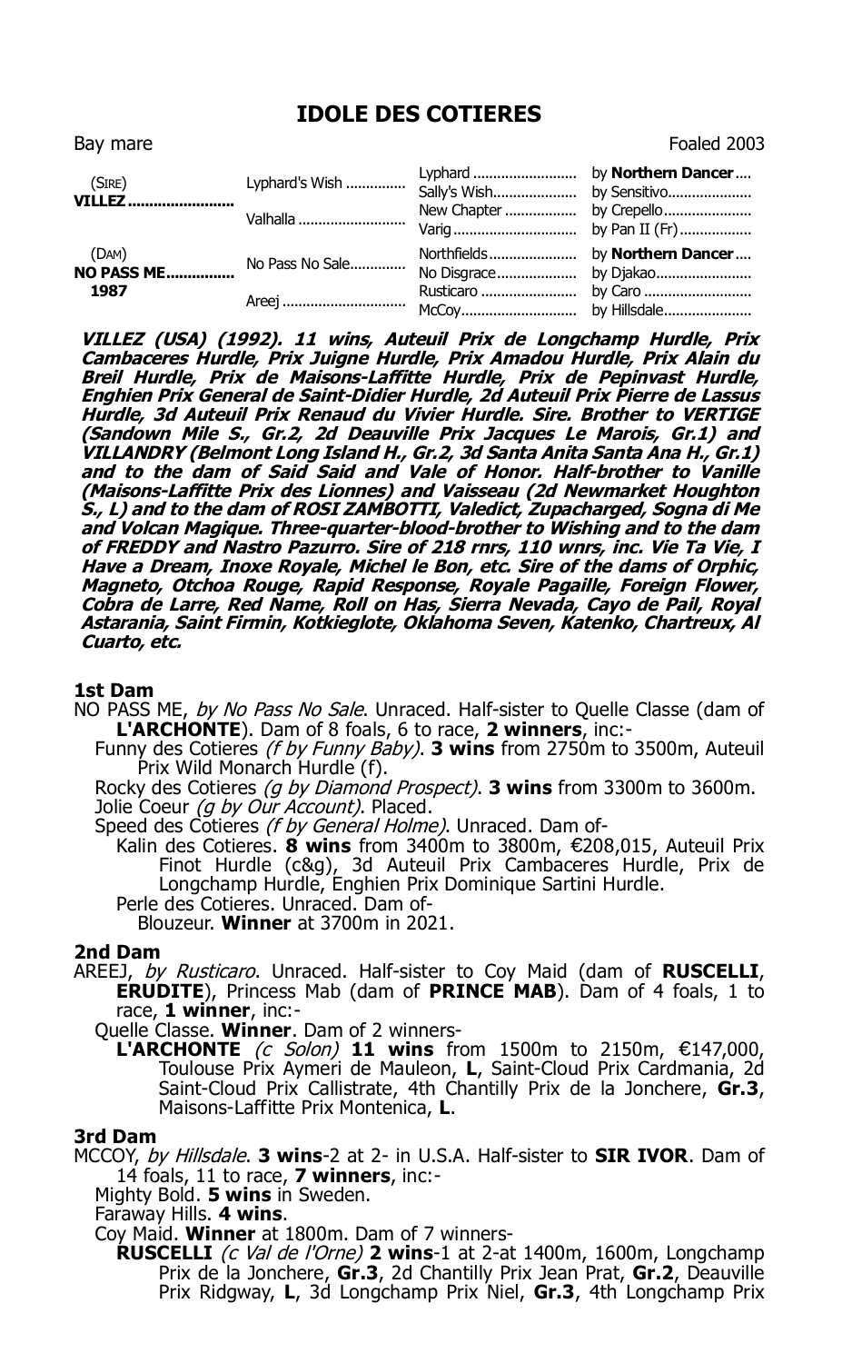# IDOLE DES COTIERES

Bay mare Foaled 2003

| | | | |
|---|---|---|---|
| (SIRE) **VILLEZ** | Lyphard's Wish | Lyphard | by **Northern Dancer** |
| | | Sally's Wish | by Sensitivo |
| | Valhalla | New Chapter | by Crepello |
| | | Varig | by Pan II (Fr) |
| (DAM) **NO PASS ME** 1987 | No Pass No Sale | Northfields | by **Northern Dancer** |
| | | No Disgrace | by Djakao |
| | Areej | Rusticaro | by Caro |
| | | McCoy | by Hillsdale |

***VILLEZ (USA) (1992). 11 wins, Auteuil Prix de Longchamp Hurdle, Prix Cambaceres Hurdle, Prix Juigne Hurdle, Prix Amadou Hurdle, Prix Alain du Breil Hurdle, Prix de Maisons-Laffitte Hurdle, Prix de Pepinvast Hurdle, Enghien Prix General de Saint-Didier Hurdle, 2d Auteuil Prix Pierre de Lassus Hurdle, 3d Auteuil Prix Renaud du Vivier Hurdle. Sire. Brother to VERTIGE (Sandown Mile S., Gr.2, 2d Deauville Prix Jacques Le Marois, Gr.1) and VILLANDRY (Belmont Long Island H., Gr.2, 3d Santa Anita Santa Ana H., Gr.1) and to the dam of Said Said and Vale of Honor. Half-brother to Vanille (Maisons-Laffitte Prix des Lionnes) and Vaisseau (2d Newmarket Houghton S., L) and to the dam of ROSI ZAMBOTTI, Valedict, Zupacharged, Sogna di Me and Volcan Magique. Three-quarter-blood-brother to Wishing and to the dam of FREDDY and Nastro Pazurro. Sire of 218 rnrs, 110 wnrs, inc. Vie Ta Vie, I Have a Dream, Inoxe Royale, Michel le Bon, etc. Sire of the dams of Orphic, Magneto, Otchoa Rouge, Rapid Response, Royale Pagaille, Foreign Flower, Cobra de Larre, Red Name, Roll on Has, Sierra Nevada, Cayo de Pail, Royal Astarania, Saint Firmin, Kotkieglote, Oklahoma Seven, Katenko, Chartreux, Al Cuarto, etc.***

## 1st Dam

NO PASS ME, *by No Pass No Sale*. Unraced. Half-sister to Quelle Classe (dam of **L'ARCHONTE**). Dam of 8 foals, 6 to race, **2 winners**, inc:-

- Funny des Cotieres *(f by Funny Baby)*. **3 wins** from 2750m to 3500m, Auteuil Prix Wild Monarch Hurdle (f).
- Rocky des Cotieres *(g by Diamond Prospect)*. **3 wins** from 3300m to 3600m.
- Jolie Coeur *(g by Our Account)*. Placed.
- Speed des Cotieres *(f by General Holme)*. Unraced. Dam of-
  - Kalin des Cotieres. **8 wins** from 3400m to 3800m, €208,015, Auteuil Prix Finot Hurdle (c&g), 3d Auteuil Prix Cambaceres Hurdle, Prix de Longchamp Hurdle, Enghien Prix Dominique Sartini Hurdle.
  - Perle des Cotieres. Unraced. Dam of-
    - Blouzeur. **Winner** at 3700m in 2021.

## 2nd Dam

AREEJ, *by Rusticaro*. Unraced. Half-sister to Coy Maid (dam of **RUSCELLI**, **ERUDITE**), Princess Mab (dam of **PRINCE MAB**). Dam of 4 foals, 1 to race, **1 winner**, inc:-

- Quelle Classe. **Winner**. Dam of 2 winners-
  - **L'ARCHONTE** *(c Solon)* **11 wins** from 1500m to 2150m, €147,000, Toulouse Prix Aymeri de Mauleon, **L**, Saint-Cloud Prix Cardmania, 2d Saint-Cloud Prix Callistrate, 4th Chantilly Prix de la Jonchere, **Gr.3**, Maisons-Laffitte Prix Montenica, **L**.

## 3rd Dam

MCCOY, *by Hillsdale*. **3 wins**-2 at 2- in U.S.A. Half-sister to **SIR IVOR**. Dam of 14 foals, 11 to race, **7 winners**, inc:-

- Mighty Bold. **5 wins** in Sweden.
- Faraway Hills. **4 wins**.
- Coy Maid. **Winner** at 1800m. Dam of 7 winners-
  - **RUSCELLI** *(c Val de l'Orne)* **2 wins**-1 at 2-at 1400m, 1600m, Longchamp Prix de la Jonchere, **Gr.3**, 2d Chantilly Prix Jean Prat, **Gr.2**, Deauville Prix Ridgway, **L**, 3d Longchamp Prix Niel, **Gr.3**, 4th Longchamp Prix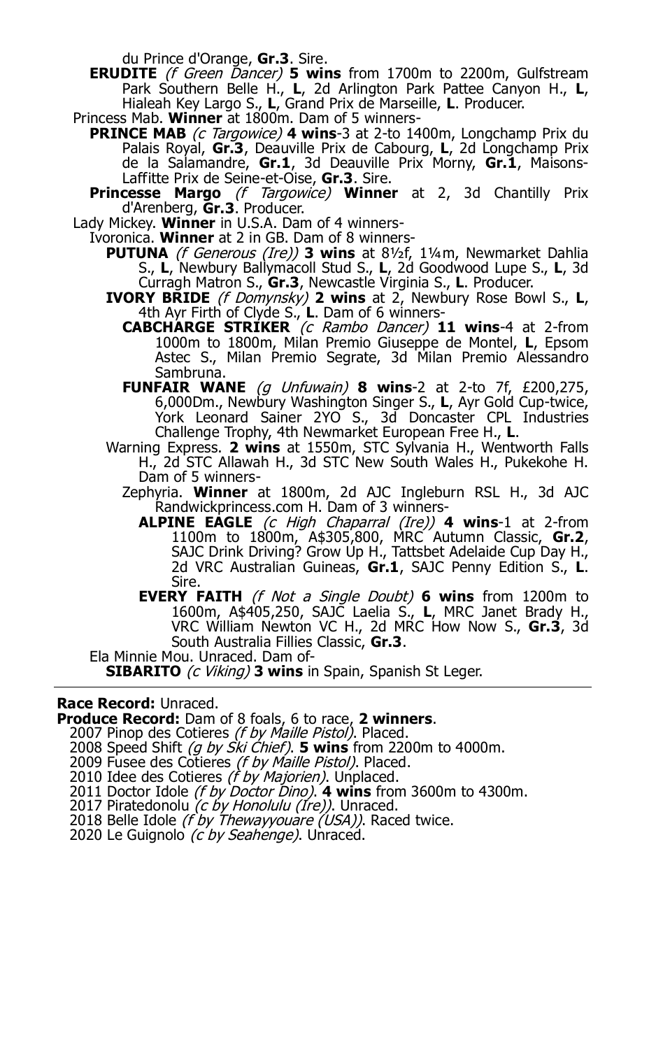du Prince d'Orange, **Gr.3**. Sire.

**ERUDITE** *(f Green Dancer)* **5 wins** from 1700m to 2200m, Gulfstream Park Southern Belle H., **L**, 2d Arlington Park Pattee Canyon H., **L**, Hialeah Key Largo S., **L**, Grand Prix de Marseille, **L**. Producer.

Princess Mab. **Winner** at 1800m. Dam of 5 winners-

**PRINCE MAB** *(c Targowice)* **4 wins**-3 at 2-to 1400m, Longchamp Prix du Palais Royal, **Gr.3**, Deauville Prix de Cabourg, **L**, 2d Longchamp Prix de la Salamandre, **Gr.1**, 3d Deauville Prix Morny, **Gr.1**, Maisons-Laffitte Prix de Seine-et-Oise, **Gr.3**. Sire.

**Princesse Margo** *(f Targowice)* **Winner** at 2, 3d Chantilly Prix d'Arenberg, **Gr.3**. Producer.

Lady Mickey. **Winner** in U.S.A. Dam of 4 winners-

Ivoronica. **Winner** at 2 in GB. Dam of 8 winners-

**PUTUNA** *(f Generous (Ire))* **3 wins** at 8½f, 1¼m, Newmarket Dahlia S., **L**, Newbury Ballymacoll Stud S., **L**, 2d Goodwood Lupe S., **L**, 3d Curragh Matron S., **Gr.3**, Newcastle Virginia S., **L**. Producer.

**IVORY BRIDE** *(f Domynsky)* **2 wins** at 2, Newbury Rose Bowl S., **L**, 4th Ayr Firth of Clyde S., **L**. Dam of 6 winners-

**CABCHARGE STRIKER** *(c Rambo Dancer)* **11 wins**-4 at 2-from 1000m to 1800m, Milan Premio Giuseppe de Montel, **L**, Epsom Astec S., Milan Premio Segrate, 3d Milan Premio Alessandro Sambruna.

**FUNFAIR WANE** *(g Unfuwain)* **8 wins**-2 at 2-to 7f, £200,275, 6,000Dm., Newbury Washington Singer S., **L**, Ayr Gold Cup-twice, York Leonard Sainer 2YO S., 3d Doncaster CPL Industries Challenge Trophy, 4th Newmarket European Free H., **L**.

Warning Express. **2 wins** at 1550m, STC Sylvania H., Wentworth Falls H., 2d STC Allawah H., 3d STC New South Wales H., Pukekohe H. Dam of 5 winners-

Zephyria. **Winner** at 1800m, 2d AJC Ingleburn RSL H., 3d AJC Randwickprincess.com H. Dam of 3 winners-

**ALPINE EAGLE** *(c High Chaparral (Ire))* **4 wins**-1 at 2-from 1100m to 1800m, A$305,800, MRC Autumn Classic, **Gr.2**, SAJC Drink Driving? Grow Up H., Tattsbet Adelaide Cup Day H., 2d VRC Australian Guineas, **Gr.1**, SAJC Penny Edition S., **L**. Sire.

**EVERY FAITH** *(f Not a Single Doubt)* **6 wins** from 1200m to 1600m, A$405,250, SAJC Laelia S., **L**, MRC Janet Brady H., VRC William Newton VC H., 2d MRC How Now S., **Gr.3**, 3d South Australia Fillies Classic, **Gr.3**.

Ela Minnie Mou. Unraced. Dam of-

**SIBARITO** *(c Viking)* **3 wins** in Spain, Spanish St Leger.

---

**Race Record:** Unraced.

**Produce Record:** Dam of 8 foals, 6 to race, **2 winners**.

2007 Pinop des Cotieres *(f by Maille Pistol)*. Placed.
2008 Speed Shift *(g by Ski Chief)*. **5 wins** from 2200m to 4000m.
2009 Fusee des Cotieres *(f by Maille Pistol)*. Placed.
2010 Idee des Cotieres *(f by Majorien)*. Unplaced.
2011 Doctor Idole *(f by Doctor Dino)*. **4 wins** from 3600m to 4300m.
2017 Piratedonolu *(c by Honolulu (Ire))*. Unraced.
2018 Belle Idole *(f by Thewayyouare (USA))*. Raced twice.
2020 Le Guignolo *(c by Seahenge)*. Unraced.